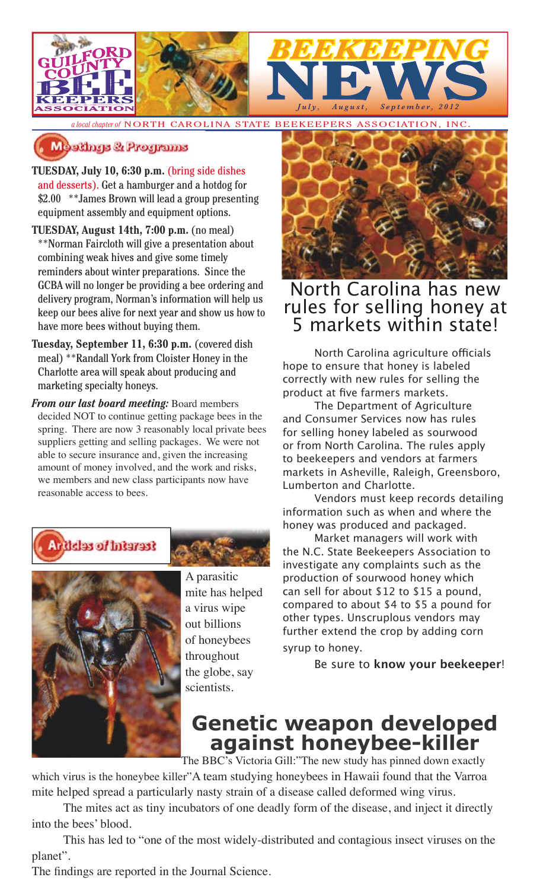# GUILFORD COUNTY BEE KEEPERS ASSOCIATION

# BEEKEEPING NEWS

*July, August, September, 2012*

*a local chapter of* NORTH CAROLINA STATE BEEKEEPERS ASSOCIATION, INC.

## Meetings & Programs

**TUESDAY, July 10, 6:30 p.m.** (bring side dishes and desserts). Get a hamburger and a hotdog for $2.00 **James Brown will lead a group presenting equipment assembly and equipment options.

**TUESDAY, August 14th, 7:00 p.m.** (no meal) **Norman Faircloth will give a presentation about combining weak hives and give some timely reminders about winter preparations. Since the GCBA will no longer be providing a bee ordering and delivery program, Norman's information will help us keep our bees alive for next year and show us how to have more bees without buying them.

**Tuesday, September 11, 6:30 p.m.** (covered dish meal) **Randall York from Cloister Honey in the Charlotte area will speak about producing and marketing specialty honeys.

***From our last board meeting:*** Board members decided NOT to continue getting package bees in the spring. There are now 3 reasonably local private bees suppliers getting and selling packages. We were not able to secure insurance and, given the increasing amount of money involved, and the work and risks, we members and new class participants now have reasonable access to bees.

## North Carolina has new rules for selling honey at 5 markets within state!

North Carolina agriculture officials hope to ensure that honey is labeled correctly with new rules for selling the product at five farmers markets.

The Department of Agriculture and Consumer Services now has rules for selling honey labeled as sourwood or from North Carolina. The rules apply to beekeepers and vendors at farmers markets in Asheville, Raleigh, Greensboro, Lumberton and Charlotte.

Vendors must keep records detailing information such as when and where the honey was produced and packaged.

Market managers will work with the N.C. State Beekeepers Association to investigate any complaints such as the production of sourwood honey which can sell for about $12 to $15 a pound, compared to about $4 to $5 a pound for other types. Unscrupulous vendors may further extend the crop by adding corn syrup to honey.

Be sure to **know your beekeeper**!

## Articles of Interest

A parasitic mite has helped a virus wipe out billions of honeybees throughout the globe, say scientists.

## Genetic weapon developed against honeybee-killer

The BBC's Victoria Gill:"The new study has pinned down exactly which virus is the honeybee killer"A team studying honeybees in Hawaii found that the Varroa mite helped spread a particularly nasty strain of a disease called deformed wing virus.

The mites act as tiny incubators of one deadly form of the disease, and inject it directly into the bees' blood.

This has led to "one of the most widely-distributed and contagious insect viruses on the planet".

The findings are reported in the Journal Science.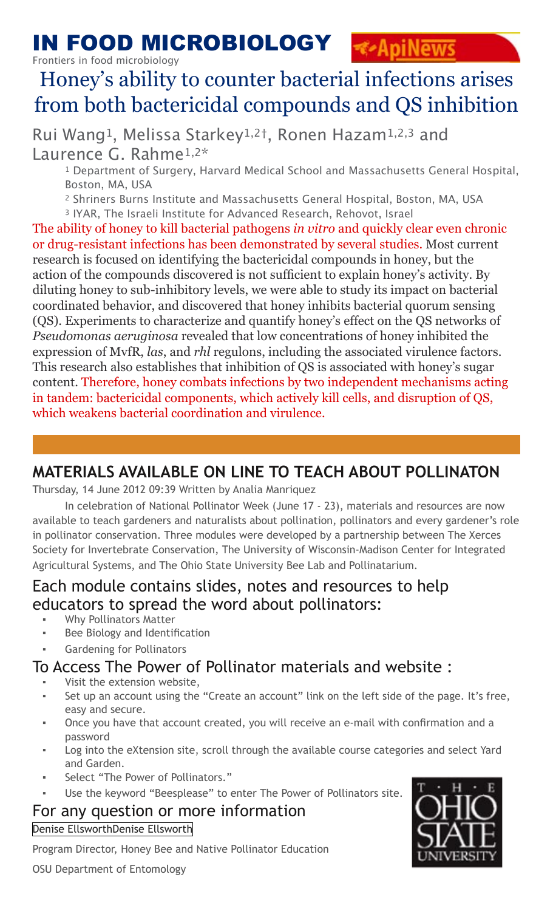# IN FOOD MICROBIOLOGY

Frontiers in food microbiology

## Honey's ability to counter bacterial infections arises from both bactericidal compounds and QS inhibition

Rui Wang[1], Melissa Starkey[1,2†], Ronen Hazam[1,2,3] and Laurence G. Rahme[1,2*]

[1] Department of Surgery, Harvard Medical School and Massachusetts General Hospital, Boston, MA, USA

[2] Shriners Burns Institute and Massachusetts General Hospital, Boston, MA, USA

[3] IYAR, The Israeli Institute for Advanced Research, Rehovot, Israel

The ability of honey to kill bacterial pathogens *in vitro* and quickly clear even chronic or drug-resistant infections has been demonstrated by several studies. Most current research is focused on identifying the bactericidal compounds in honey, but the action of the compounds discovered is not sufficient to explain honey's activity. By diluting honey to sub-inhibitory levels, we were able to study its impact on bacterial coordinated behavior, and discovered that honey inhibits bacterial quorum sensing (QS). Experiments to characterize and quantify honey's effect on the QS networks of *Pseudomonas aeruginosa* revealed that low concentrations of honey inhibited the expression of MvfR, *las*, and *rhl* regulons, including the associated virulence factors. This research also establishes that inhibition of QS is associated with honey's sugar content. Therefore, honey combats infections by two independent mechanisms acting in tandem: bactericidal components, which actively kill cells, and disruption of QS, which weakens bacterial coordination and virulence.

## MATERIALS AVAILABLE ON LINE TO TEACH ABOUT POLLINATON

Thursday, 14 June 2012 09:39 Written by Analia Manriquez

In celebration of National Pollinator Week (June 17 - 23), materials and resources are now available to teach gardeners and naturalists about pollination, pollinators and every gardener's role in pollinator conservation. Three modules were developed by a partnership between The Xerces Society for Invertebrate Conservation, The University of Wisconsin-Madison Center for Integrated Agricultural Systems, and The Ohio State University Bee Lab and Pollinatarium.

### Each module contains slides, notes and resources to help educators to spread the word about pollinators:

- Why Pollinators Matter
- Bee Biology and Identification
- Gardening for Pollinators

### To Access The Power of Pollinator materials and website :

- Visit the extension website,
- Set up an account using the "Create an account" link on the left side of the page. It's free, easy and secure.
- Once you have that account created, you will receive an e-mail with confirmation and a password
- Log into the eXtension site, scroll through the available course categories and select Yard and Garden.
- Select "The Power of Pollinators."
- Use the keyword "Beesplease" to enter The Power of Pollinators site.

### For any question or more information

Denise EllsworthDenise Ellsworth

Program Director, Honey Bee and Native Pollinator Education

OSU Department of Entomology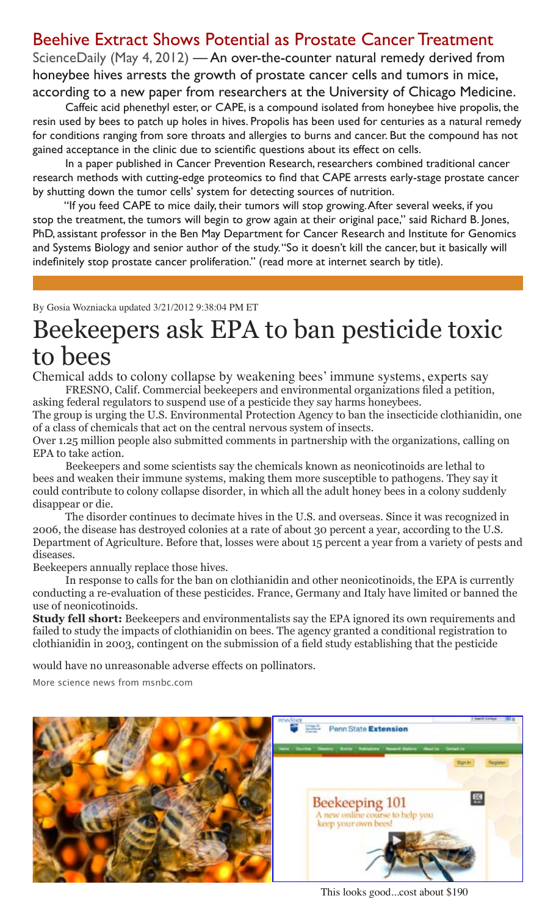## Beehive Extract Shows Potential as Prostate Cancer Treatment

ScienceDaily (May 4, 2012) — An over-the-counter natural remedy derived from honeybee hives arrests the growth of prostate cancer cells and tumors in mice, according to a new paper from researchers at the University of Chicago Medicine.

Caffeic acid phenethyl ester, or CAPE, is a compound isolated from honeybee hive propolis, the resin used by bees to patch up holes in hives. Propolis has been used for centuries as a natural remedy for conditions ranging from sore throats and allergies to burns and cancer. But the compound has not gained acceptance in the clinic due to scientific questions about its effect on cells.

In a paper published in Cancer Prevention Research, researchers combined traditional cancer research methods with cutting-edge proteomics to find that CAPE arrests early-stage prostate cancer by shutting down the tumor cells' system for detecting sources of nutrition.

"If you feed CAPE to mice daily, their tumors will stop growing. After several weeks, if you stop the treatment, the tumors will begin to grow again at their original pace," said Richard B. Jones, PhD, assistant professor in the Ben May Department for Cancer Research and Institute for Genomics and Systems Biology and senior author of the study. "So it doesn't kill the cancer, but it basically will indefinitely stop prostate cancer proliferation." (read more at internet search by title).

By Gosia Wozniacka updated 3/21/2012 9:38:04 PM ET

# Beekeepers ask EPA to ban pesticide toxic to bees

Chemical adds to colony collapse by weakening bees' immune systems, experts say

FRESNO, Calif. Commercial beekeepers and environmental organizations filed a petition, asking federal regulators to suspend use of a pesticide they say harms honeybees.

The group is urging the U.S. Environmental Protection Agency to ban the insecticide clothianidin, one of a class of chemicals that act on the central nervous system of insects.

Over 1.25 million people also submitted comments in partnership with the organizations, calling on EPA to take action.

Beekeepers and some scientists say the chemicals known as neonicotinoids are lethal to bees and weaken their immune systems, making them more susceptible to pathogens. They say it could contribute to colony collapse disorder, in which all the adult honey bees in a colony suddenly disappear or die.

The disorder continues to decimate hives in the U.S. and overseas. Since it was recognized in 2006, the disease has destroyed colonies at a rate of about 30 percent a year, according to the U.S. Department of Agriculture. Before that, losses were about 15 percent a year from a variety of pests and diseases.

Beekeepers annually replace those hives.

In response to calls for the ban on clothianidin and other neonicotinoids, the EPA is currently conducting a re-evaluation of these pesticides. France, Germany and Italy have limited or banned the use of neonicotinoids.

**Study fell short:** Beekeepers and environmentalists say the EPA ignored its own requirements and failed to study the impacts of clothianidin on bees. The agency granted a conditional registration to clothianidin in 2003, contingent on the submission of a field study establishing that the pesticide would have no unreasonable adverse effects on pollinators.

More science news from msnbc.com

This looks good...cost about $190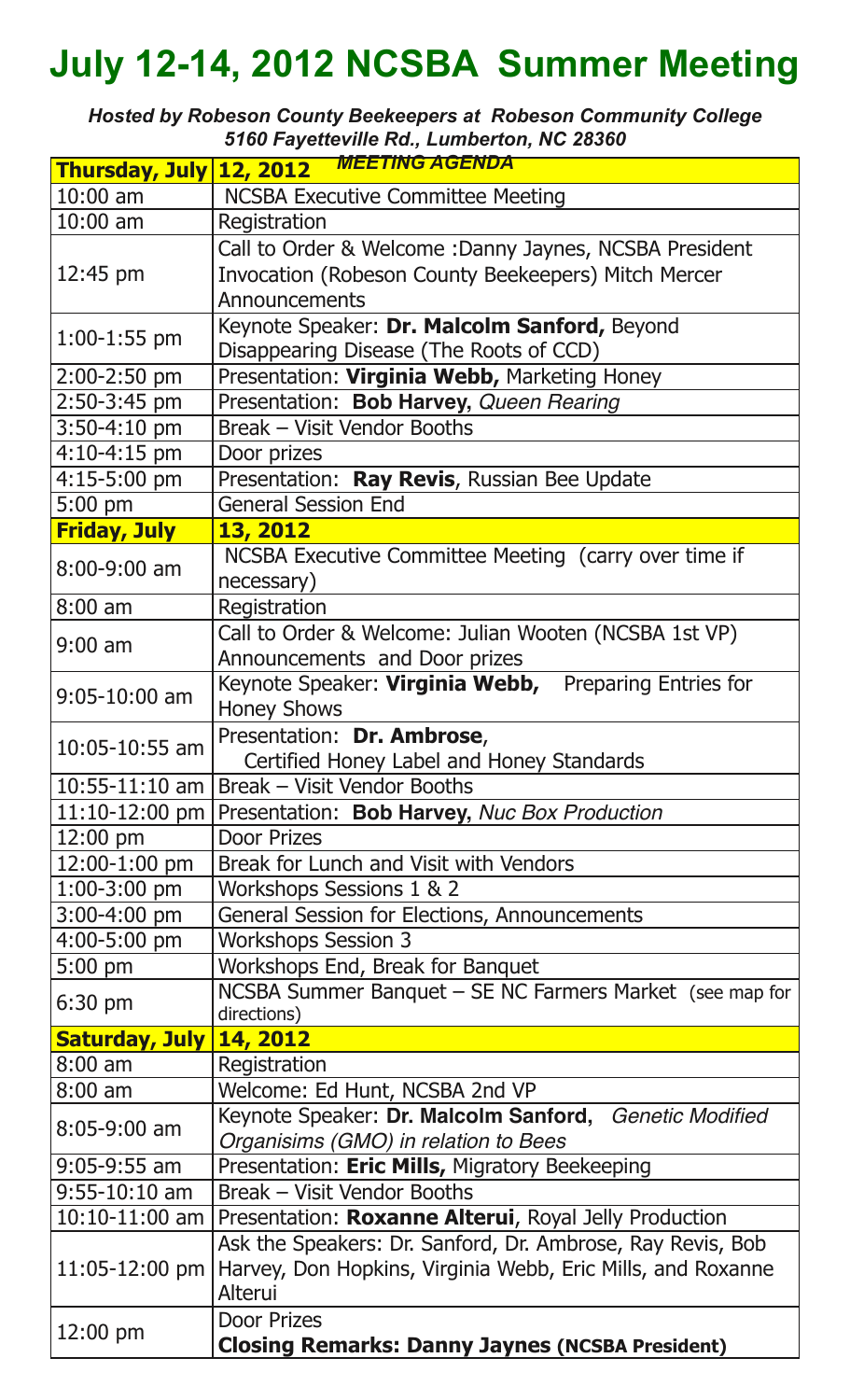# July 12-14, 2012 NCSBA Summer Meeting

***Hosted by Robeson County Beekeepers at Robeson Community College***
***5160 Fayetteville Rd., Lumberton, NC 28360***

| **Thursday, July** | **12, 2012** ***MEETING AGENDA*** |
|---|---|
| 10:00 am | NCSBA Executive Committee Meeting |
| 10:00 am | Registration |
| 12:45 pm | Call to Order & Welcome :Danny Jaynes, NCSBA President<br>Invocation (Robeson County Beekeepers) Mitch Mercer<br>Announcements |
| 1:00-1:55 pm | Keynote Speaker: **Dr. Malcolm Sanford,** Beyond Disappearing Disease (The Roots of CCD) |
| 2:00-2:50 pm | Presentation: **Virginia Webb,** Marketing Honey |
| 2:50-3:45 pm | Presentation: **Bob Harvey,** *Queen Rearing* |
| 3:50-4:10 pm | Break – Visit Vendor Booths |
| 4:10-4:15 pm | Door prizes |
| 4:15-5:00 pm | Presentation: **Ray Revis**, Russian Bee Update |
| 5:00 pm | General Session End |
| **Friday, July** | **13, 2012** |
| 8:00-9:00 am | NCSBA Executive Committee Meeting (carry over time if necessary) |
| 8:00 am | Registration |
| 9:00 am | Call to Order & Welcome: Julian Wooten (NCSBA 1st VP)<br>Announcements and Door prizes |
| 9:05-10:00 am | Keynote Speaker: **Virginia Webb,** Preparing Entries for Honey Shows |
| 10:05-10:55 am | Presentation: **Dr. Ambrose**,<br>Certified Honey Label and Honey Standards |
| 10:55-11:10 am | Break – Visit Vendor Booths |
| 11:10-12:00 pm | Presentation: **Bob Harvey,** *Nuc Box Production* |
| 12:00 pm | Door Prizes |
| 12:00-1:00 pm | Break for Lunch and Visit with Vendors |
| 1:00-3:00 pm | Workshops Sessions 1 & 2 |
| 3:00-4:00 pm | General Session for Elections, Announcements |
| 4:00-5:00 pm | Workshops Session 3 |
| 5:00 pm | Workshops End, Break for Banquet |
| 6:30 pm | NCSBA Summer Banquet – SE NC Farmers Market (see map for directions) |
| **Saturday, July** | **14, 2012** |
| 8:00 am | Registration |
| 8:00 am | Welcome: Ed Hunt, NCSBA 2nd VP |
| 8:05-9:00 am | Keynote Speaker: **Dr. Malcolm Sanford,** *Genetic Modified Organisims (GMO) in relation to Bees* |
| 9:05-9:55 am | Presentation: **Eric Mills,** Migratory Beekeeping |
| 9:55-10:10 am | Break – Visit Vendor Booths |
| 10:10-11:00 am | Presentation: **Roxanne Alterui**, Royal Jelly Production |
| 11:05-12:00 pm | Ask the Speakers: Dr. Sanford, Dr. Ambrose, Ray Revis, Bob Harvey, Don Hopkins, Virginia Webb, Eric Mills, and Roxanne Alterui |
| 12:00 pm | Door Prizes<br>**Closing Remarks: Danny Jaynes (NCSBA President)** |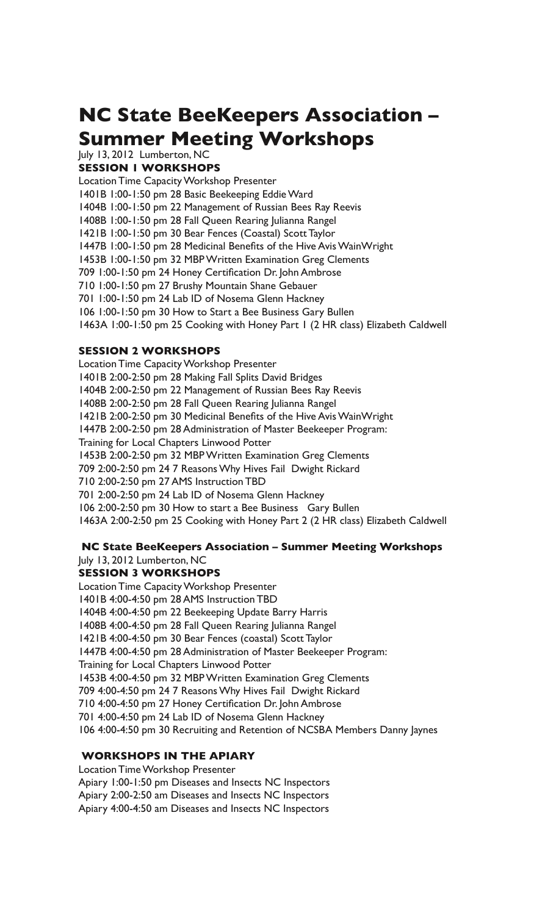# NC State BeeKeepers Association – Summer Meeting Workshops

July 13, 2012 Lumberton, NC

### SESSION 1 WORKSHOPS

| Location | Time | Capacity | Workshop | Presenter |
|---|---|---|---|---|
| 1401B | 1:00-1:50 pm | 28 | Basic Beekeeping | Eddie Ward |
| 1404B | 1:00-1:50 pm | 22 | Management of Russian Bees | Ray Reevis |
| 1408B | 1:00-1:50 pm | 28 | Fall Queen Rearing | Julianna Rangel |
| 1421B | 1:00-1:50 pm | 30 | Bear Fences (Coastal) | Scott Taylor |
| 1447B | 1:00-1:50 pm | 28 | Medicinal Benefits of the Hive | Avis WainWright |
| 1453B | 1:00-1:50 pm | 32 | MBP Written Examination | Greg Clements |
| 709 | 1:00-1:50 pm | 24 | Honey Certification | Dr. John Ambrose |
| 710 | 1:00-1:50 pm | 27 | Brushy Mountain | Shane Gebauer |
| 701 | 1:00-1:50 pm | 24 | Lab ID of Nosema | Glenn Hackney |
| 106 | 1:00-1:50 pm | 30 | How to Start a Bee Business | Gary Bullen |
| 1463A | 1:00-1:50 pm | 25 | Cooking with Honey Part 1 (2 HR class) | Elizabeth Caldwell |

### SESSION 2 WORKSHOPS

| Location | Time | Capacity | Workshop | Presenter |
|---|---|---|---|---|
| 1401B | 2:00-2:50 pm | 28 | Making Fall Splits | David Bridges |
| 1404B | 2:00-2:50 pm | 22 | Management of Russian Bees | Ray Reevis |
| 1408B | 2:00-2:50 pm | 28 | Fall Queen Rearing | Julianna Rangel |
| 1421B | 2:00-2:50 pm | 30 | Medicinal Benefits of the Hive | Avis WainWright |
| 1447B | 2:00-2:50 pm | 28 | Administration of Master Beekeeper Program: Training for Local Chapters | Linwood Potter |
| 1453B | 2:00-2:50 pm | 32 | MBP Written Examination | Greg Clements |
| 709 | 2:00-2:50 pm | 24 | 7 Reasons Why Hives Fail | Dwight Rickard |
| 710 | 2:00-2:50 pm | 27 | AMS Instruction | TBD |
| 701 | 2:00-2:50 pm | 24 | Lab ID of Nosema | Glenn Hackney |
| 106 | 2:00-2:50 pm | 30 | How to start a Bee Business | Gary Bullen |
| 1463A | 2:00-2:50 pm | 25 | Cooking with Honey Part 2 (2 HR class) | Elizabeth Caldwell |

## NC State BeeKeepers Association – Summer Meeting Workshops

July 13, 2012 Lumberton, NC

### SESSION 3 WORKSHOPS

| Location | Time | Capacity | Workshop | Presenter |
|---|---|---|---|---|
| 1401B | 4:00-4:50 pm | 28 | AMS Instruction | TBD |
| 1404B | 4:00-4:50 pm | 22 | Beekeeping Update | Barry Harris |
| 1408B | 4:00-4:50 pm | 28 | Fall Queen Rearing | Julianna Rangel |
| 1421B | 4:00-4:50 pm | 30 | Bear Fences (coastal) | Scott Taylor |
| 1447B | 4:00-4:50 pm | 28 | Administration of Master Beekeeper Program: Training for Local Chapters | Linwood Potter |
| 1453B | 4:00-4:50 pm | 32 | MBP Written Examination | Greg Clements |
| 709 | 4:00-4:50 pm | 24 | 7 Reasons Why Hives Fail | Dwight Rickard |
| 710 | 4:00-4:50 pm | 27 | Honey Certification | Dr. John Ambrose |
| 701 | 4:00-4:50 pm | 24 | Lab ID of Nosema | Glenn Hackney |
| 106 | 4:00-4:50 pm | 30 | Recruiting and Retention of NCSBA Members | Danny Jaynes |

### WORKSHOPS IN THE APIARY

| Location | Time | Workshop | Presenter |
|---|---|---|---|
| Apiary | 1:00-1:50 pm | Diseases and Insects | NC Inspectors |
| Apiary | 2:00-2:50 am | Diseases and Insects | NC Inspectors |
| Apiary | 4:00-4:50 am | Diseases and Insects | NC Inspectors |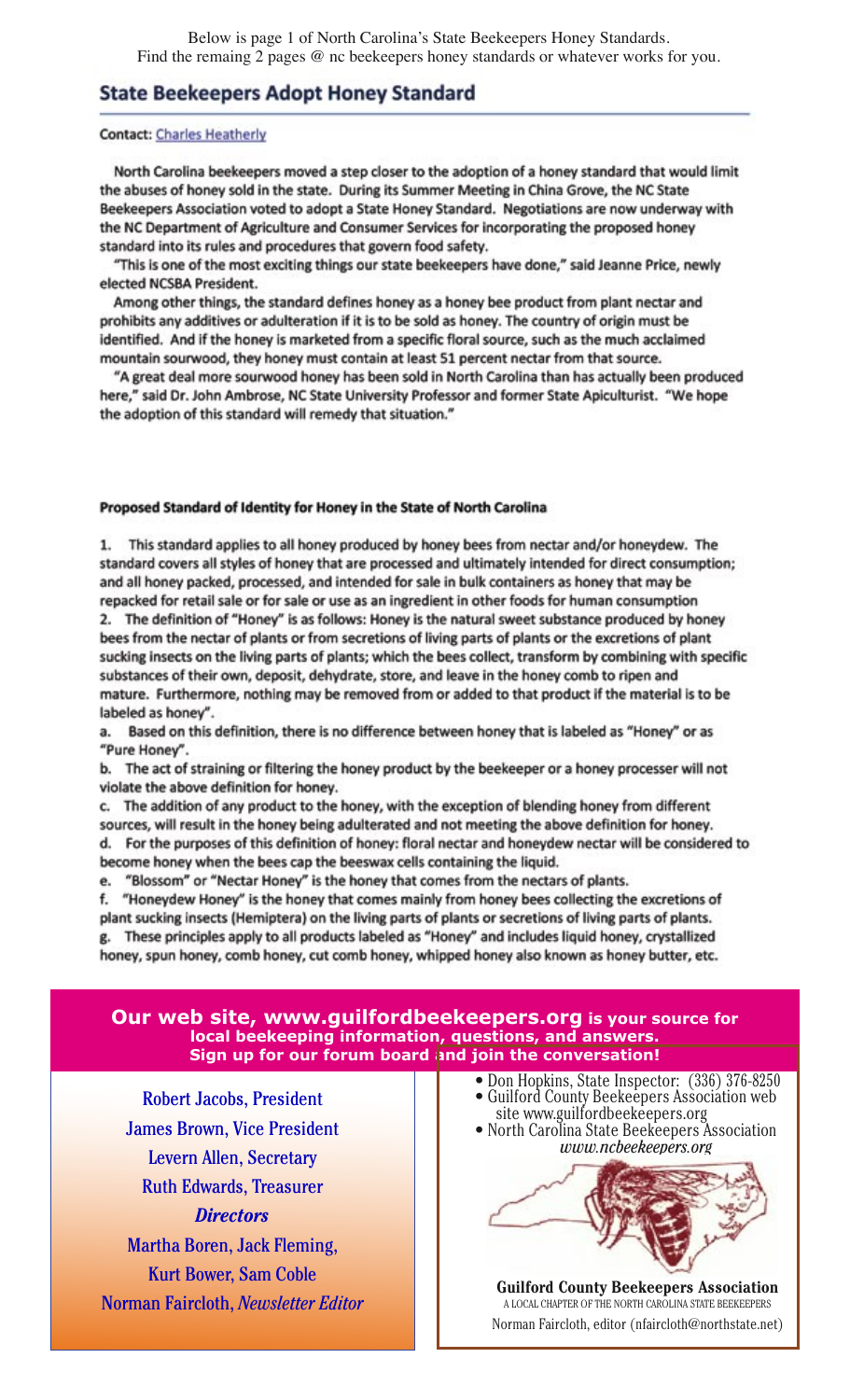Below is page 1 of North Carolina's State Beekeepers Honey Standards.
Find the remaing 2 pages @ nc beekeepers honey standards or whatever works for you.

## State Beekeepers Adopt Honey Standard

**Contact:** Charles Heatherly

North Carolina beekeepers moved a step closer to the adoption of a honey standard that would limit the abuses of honey sold in the state. During its Summer Meeting in China Grove, the NC State Beekeepers Association voted to adopt a State Honey Standard. Negotiations are now underway with the NC Department of Agriculture and Consumer Services for incorporating the proposed honey standard into its rules and procedures that govern food safety.

"This is one of the most exciting things our state beekeepers have done," said Jeanne Price, newly elected NCSBA President.

Among other things, the standard defines honey as a honey bee product from plant nectar and prohibits any additives or adulteration if it is to be sold as honey. The country of origin must be identified. And if the honey is marketed from a specific floral source, such as the much acclaimed mountain sourwood, they honey must contain at least 51 percent nectar from that source.

"A great deal more sourwood honey has been sold in North Carolina than has actually been produced here," said Dr. John Ambrose, NC State University Professor and former State Apiculturist. "We hope the adoption of this standard will remedy that situation."

**Proposed Standard of Identity for Honey in the State of North Carolina**

1. This standard applies to all honey produced by honey bees from nectar and/or honeydew. The standard covers all styles of honey that are processed and ultimately intended for direct consumption; and all honey packed, processed, and intended for sale in bulk containers as honey that may be repacked for retail sale or for sale or use as an ingredient in other foods for human consumption
2. The definition of "Honey" is as follows: Honey is the natural sweet substance produced by honey bees from the nectar of plants or from secretions of living parts of plants or the excretions of plant sucking insects on the living parts of plants; which the bees collect, transform by combining with specific substances of their own, deposit, dehydrate, store, and leave in the honey comb to ripen and mature. Furthermore, nothing may be removed from or added to that product if the material is to be labeled as honey".

a. Based on this definition, there is no difference between honey that is labeled as "Honey" or as "Pure Honey".
b. The act of straining or filtering the honey product by the beekeeper or a honey processer will not violate the above definition for honey.
c. The addition of any product to the honey, with the exception of blending honey from different sources, will result in the honey being adulterated and not meeting the above definition for honey.
d. For the purposes of this definition of honey: floral nectar and honeydew nectar will be considered to become honey when the bees cap the beeswax cells containing the liquid.
e. "Blossom" or "Nectar Honey" is the honey that comes from the nectars of plants.
f. "Honeydew Honey" is the honey that comes mainly from honey bees collecting the excretions of plant sucking insects (Hemiptera) on the living parts of plants or secretions of living parts of plants.
g. These principles apply to all products labeled as "Honey" and includes liquid honey, crystallized honey, spun honey, comb honey, cut comb honey, whipped honey also known as honey butter, etc.

**Our web site, www.guilfordbeekeepers.org is your source for local beekeeping information, questions, and answers. Sign up for our forum board and join the conversation!**

Robert Jacobs, President
James Brown, Vice President
Levern Allen, Secretary
Ruth Edwards, Treasurer

***Directors***

Martha Boren, Jack Fleming,
Kurt Bower, Sam Coble
Norman Faircloth, *Newsletter Editor*

- Don Hopkins, State Inspector: (336) 376-8250
- Guilford County Beekeepers Association web site www.guilfordbeekeepers.org
- North Carolina State Beekeepers Association *www.ncbeekeepers.org*

**Guilford County Beekeepers Association**
A LOCAL CHAPTER OF THE NORTH CAROLINA STATE BEEKEEPERS
Norman Faircloth, editor (nfaircloth@northstate.net)